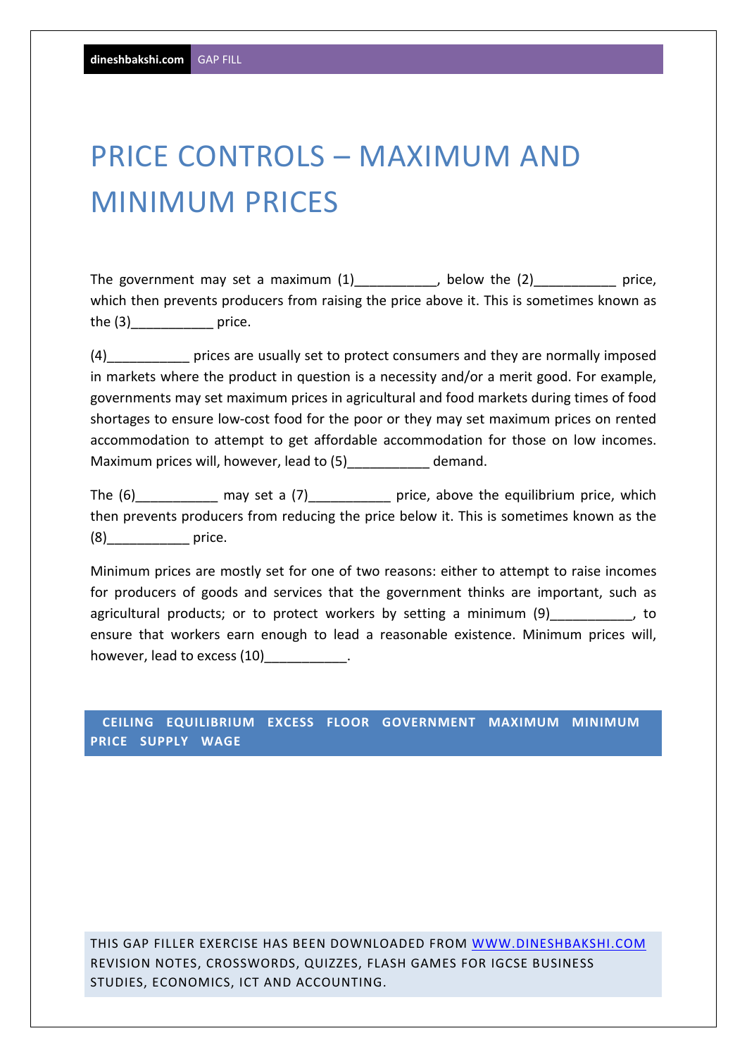dineshbakshi.com GAP FILL

# PRICE CONTROLS – MAXIMUM AND MINIMUM PRICES

The government may set a maximum (1)___________, below the (2)___________ price, which then prevents producers from raising the price above it. This is sometimes known as the (3)___________ price.

(4)___________ prices are usually set to protect consumers and they are normally imposed in markets where the product in question is a necessity and/or a merit good. For example, governments may set maximum prices in agricultural and food markets during times of food shortages to ensure low-cost food for the poor or they may set maximum prices on rented accommodation to attempt to get affordable accommodation for those on low incomes. Maximum prices will, however, lead to (5)___________ demand.

The (6)___________ may set a (7)___________ price, above the equilibrium price, which then prevents producers from reducing the price below it. This is sometimes known as the (8)___________ price.

Minimum prices are mostly set for one of two reasons: either to attempt to raise incomes for producers of goods and services that the government thinks are important, such as agricultural products; or to protect workers by setting a minimum (9)___________, to ensure that workers earn enough to lead a reasonable existence. Minimum prices will, however, lead to excess (10)___________.

**CEILING EQUILIBRIUM EXCESS FLOOR GOVERNMENT MAXIMUM MINIMUM PRICE SUPPLY WAGE**

THIS GAP FILLER EXERCISE HAS BEEN DOWNLOADED FROM [WWW.DINESHBAKSHI.COM](http://www.dineshbakshi.com) REVISION NOTES, CROSSWORDS, QUIZZES, FLASH GAMES FOR IGCSE BUSINESS STUDIES, ECONOMICS, ICT AND ACCOUNTING.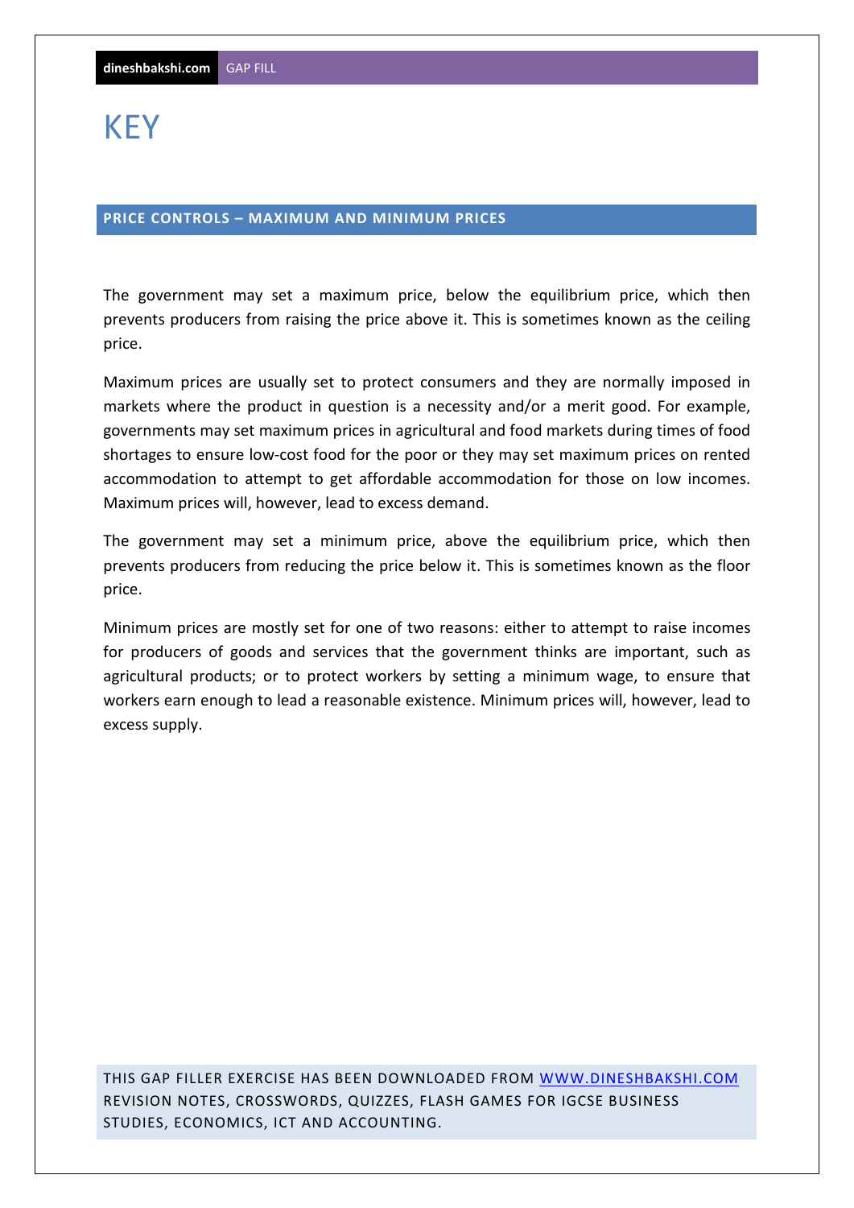# KEY

## PRICE CONTROLS – MAXIMUM AND MINIMUM PRICES

The government may set a maximum price, below the equilibrium price, which then prevents producers from raising the price above it. This is sometimes known as the ceiling price.

Maximum prices are usually set to protect consumers and they are normally imposed in markets where the product in question is a necessity and/or a merit good. For example, governments may set maximum prices in agricultural and food markets during times of food shortages to ensure low-cost food for the poor or they may set maximum prices on rented accommodation to attempt to get affordable accommodation for those on low incomes. Maximum prices will, however, lead to excess demand.

The government may set a minimum price, above the equilibrium price, which then prevents producers from reducing the price below it. This is sometimes known as the floor price.

Minimum prices are mostly set for one of two reasons: either to attempt to raise incomes for producers of goods and services that the government thinks are important, such as agricultural products; or to protect workers by setting a minimum wage, to ensure that workers earn enough to lead a reasonable existence. Minimum prices will, however, lead to excess supply.

THIS GAP FILLER EXERCISE HAS BEEN DOWNLOADED FROM WWW.DINESHBAKSHI.COM REVISION NOTES, CROSSWORDS, QUIZZES, FLASH GAMES FOR IGCSE BUSINESS STUDIES, ECONOMICS, ICT AND ACCOUNTING.